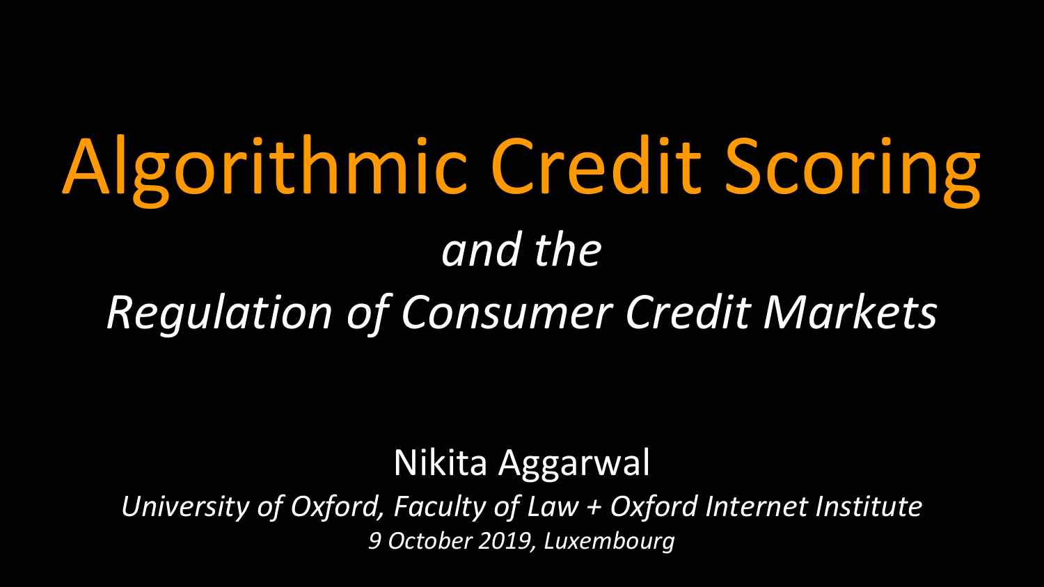# Algorithmic Credit Scoring

*and the*

*Regulation of Consumer Credit Markets*

Nikita Aggarwal

*University of Oxford, Faculty of Law + Oxford Internet Institute*

*9 October 2019, Luxembourg*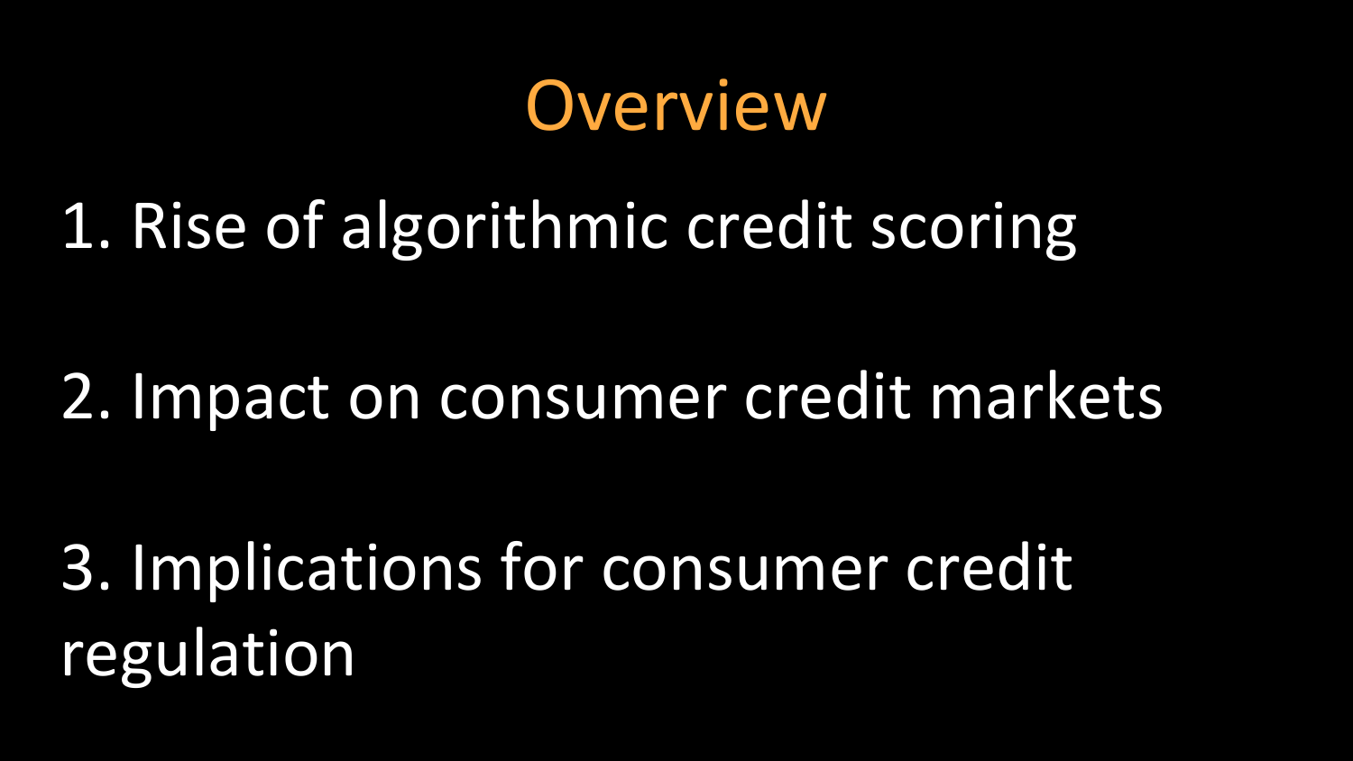# Overview

1. Rise of algorithmic credit scoring

2. Impact on consumer credit markets

3. Implications for consumer credit regulation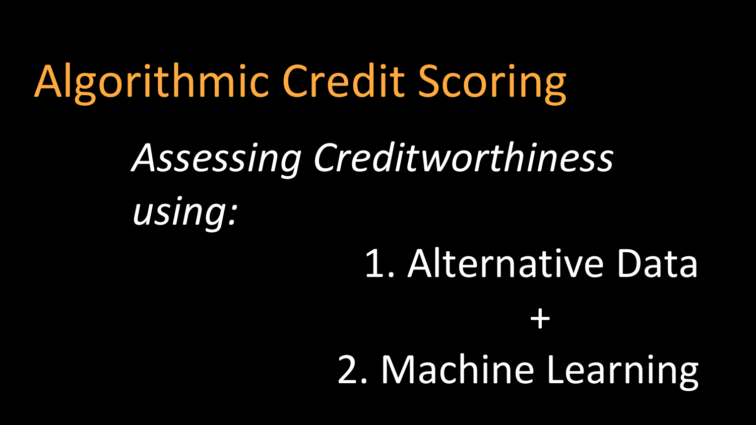# Algorithmic Credit Scoring

*Assessing Creditworthiness using:*

1. Alternative Data

+

2. Machine Learning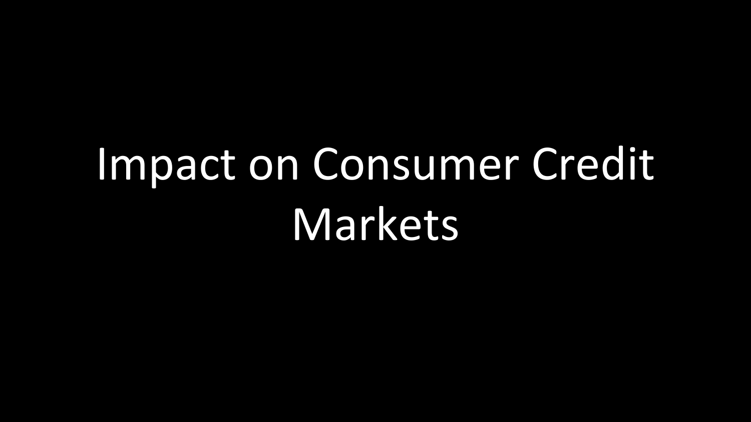# Impact on Consumer Credit Markets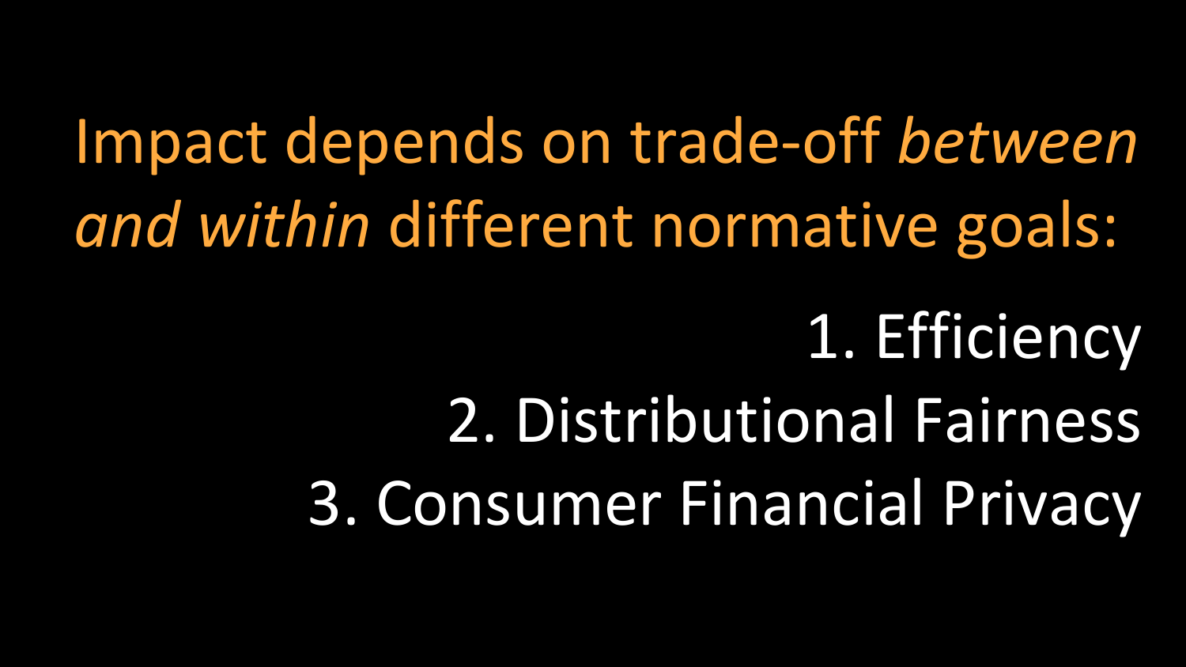Impact depends on trade-off *between and within* different normative goals:

1. Efficiency
2. Distributional Fairness
3. Consumer Financial Privacy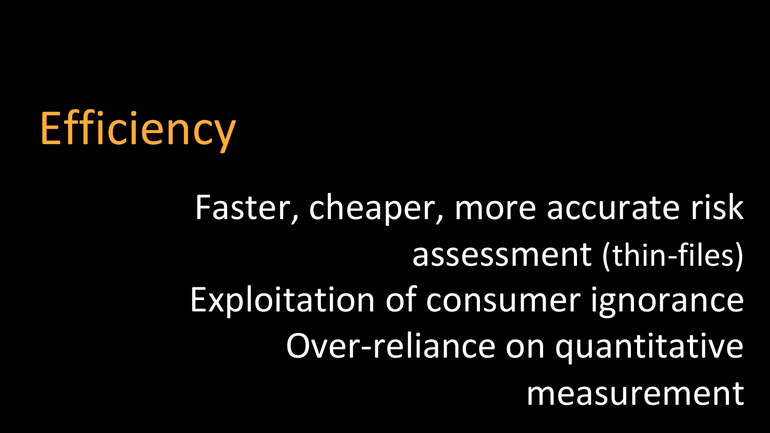# Efficiency

Faster, cheaper, more accurate risk assessment (thin-files)

Exploitation of consumer ignorance

Over-reliance on quantitative measurement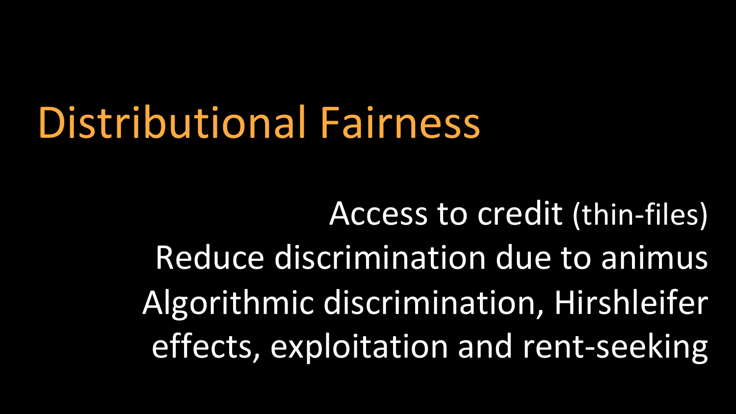# Distributional Fairness

Access to credit (thin-files)
Reduce discrimination due to animus
Algorithmic discrimination, Hirshleifer effects, exploitation and rent-seeking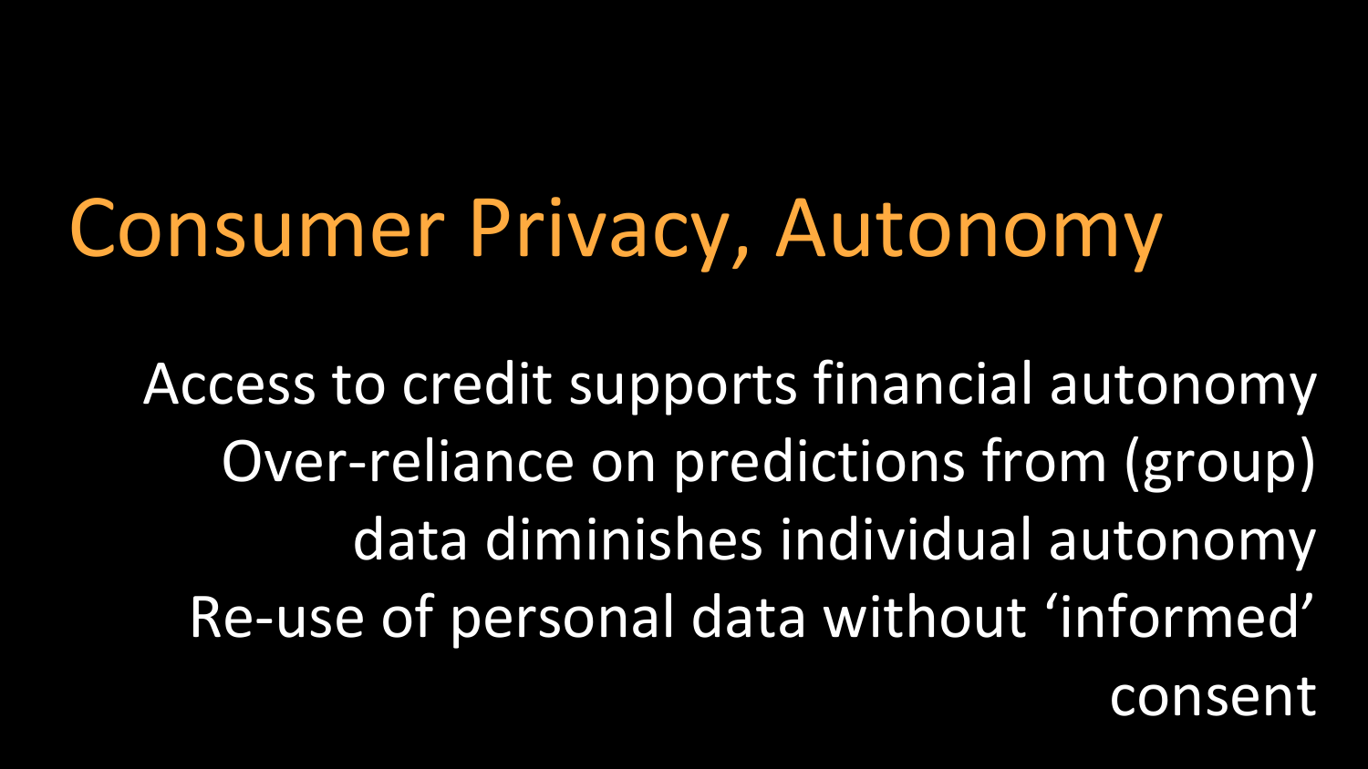# Consumer Privacy, Autonomy

- Access to credit supports financial autonomy
- Over-reliance on predictions from (group) data diminishes individual autonomy
- Re-use of personal data without 'informed' consent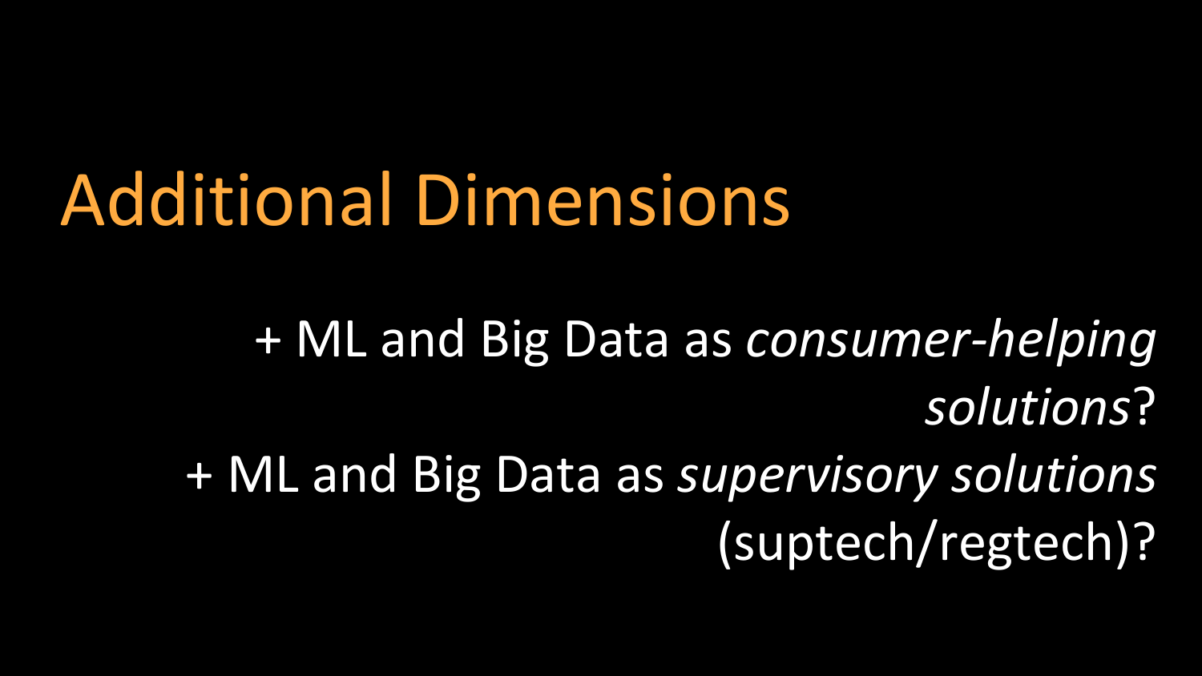# Additional Dimensions

+ ML and Big Data as *consumer-helping solutions*?

+ ML and Big Data as *supervisory solutions* (suptech/regtech)?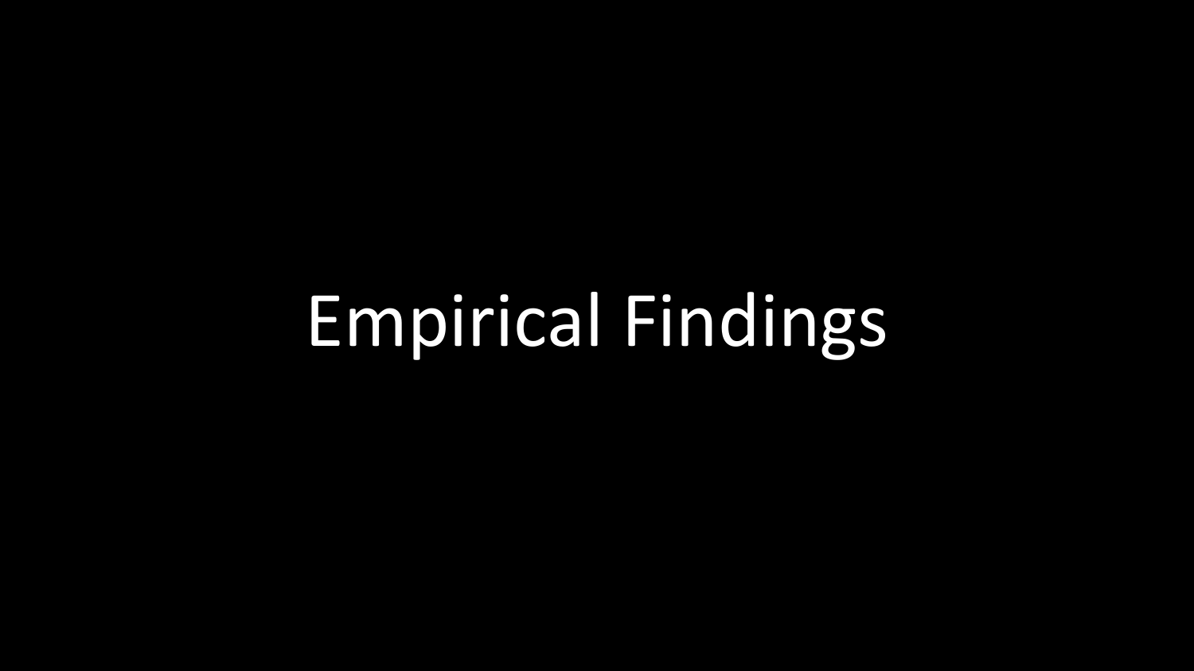# Empirical Findings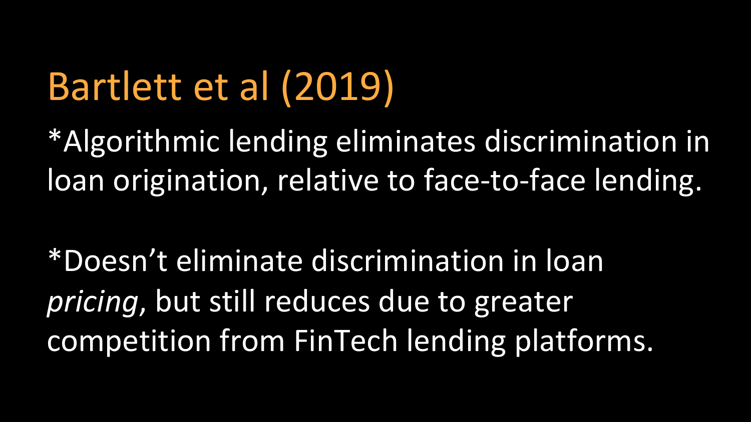# Bartlett et al (2019)

*Algorithmic lending eliminates discrimination in loan origination, relative to face-to-face lending.

*Doesn't eliminate discrimination in loan *pricing*, but still reduces due to greater competition from FinTech lending platforms.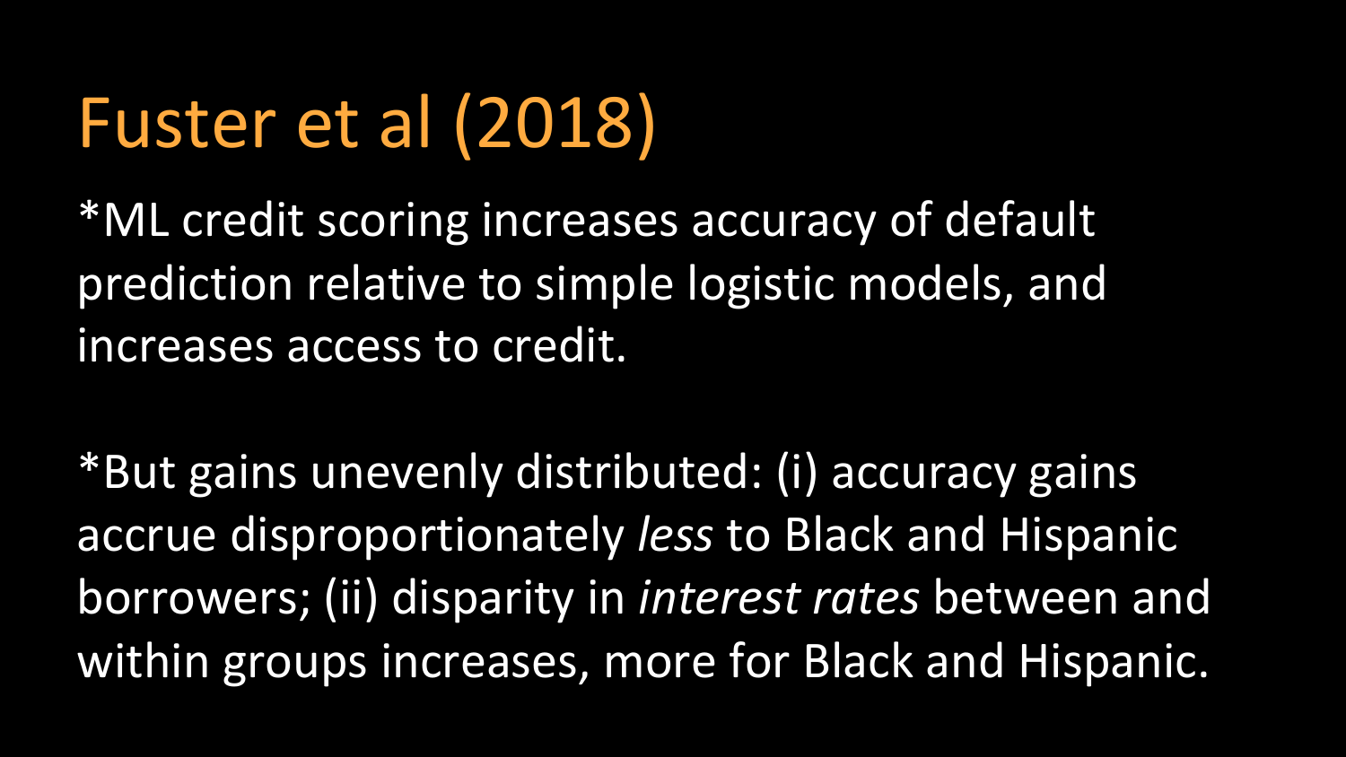# Fuster et al (2018)

*ML credit scoring increases accuracy of default prediction relative to simple logistic models, and increases access to credit.

*But gains unevenly distributed: (i) accuracy gains accrue disproportionately *less* to Black and Hispanic borrowers; (ii) disparity in *interest rates* between and within groups increases, more for Black and Hispanic.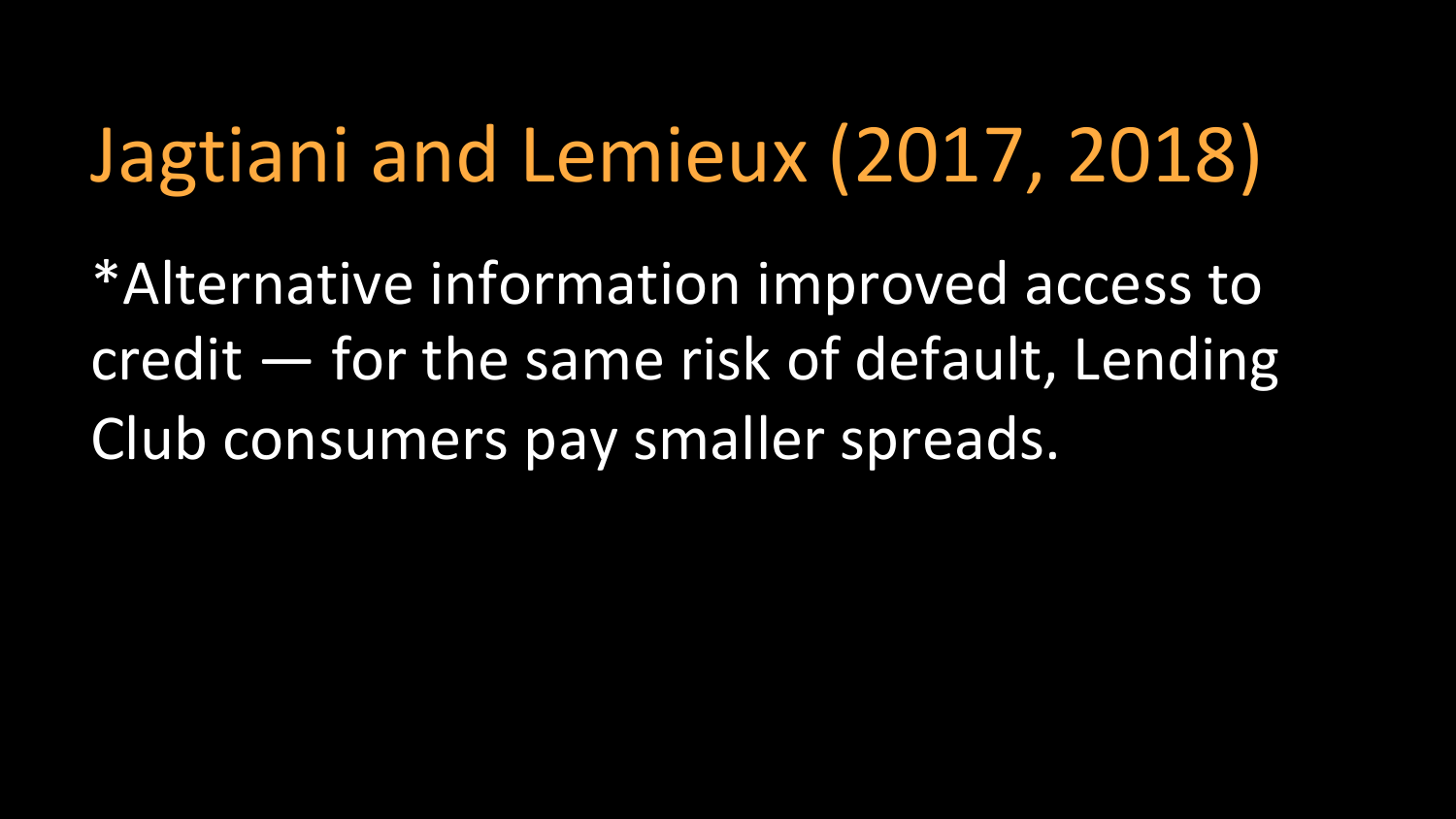# Jagtiani and Lemieux (2017, 2018)

*Alternative information improved access to credit — for the same risk of default, Lending Club consumers pay smaller spreads.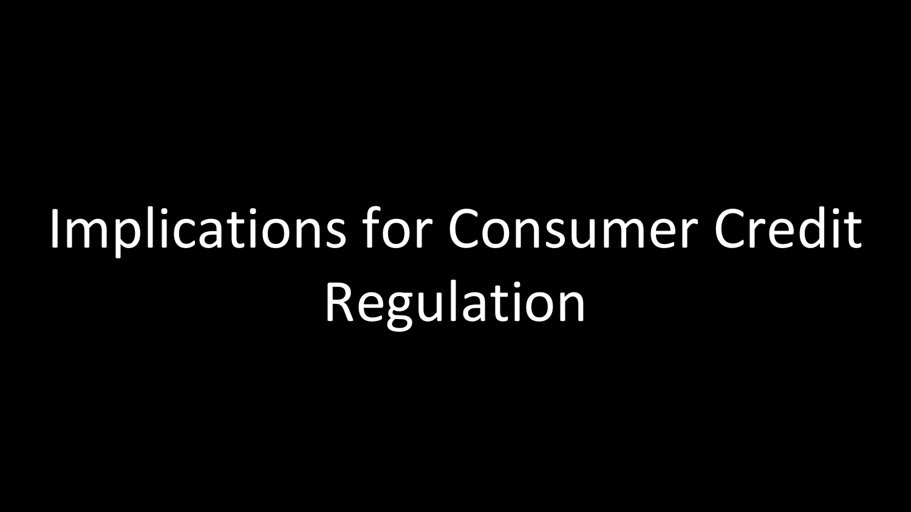# Implications for Consumer Credit Regulation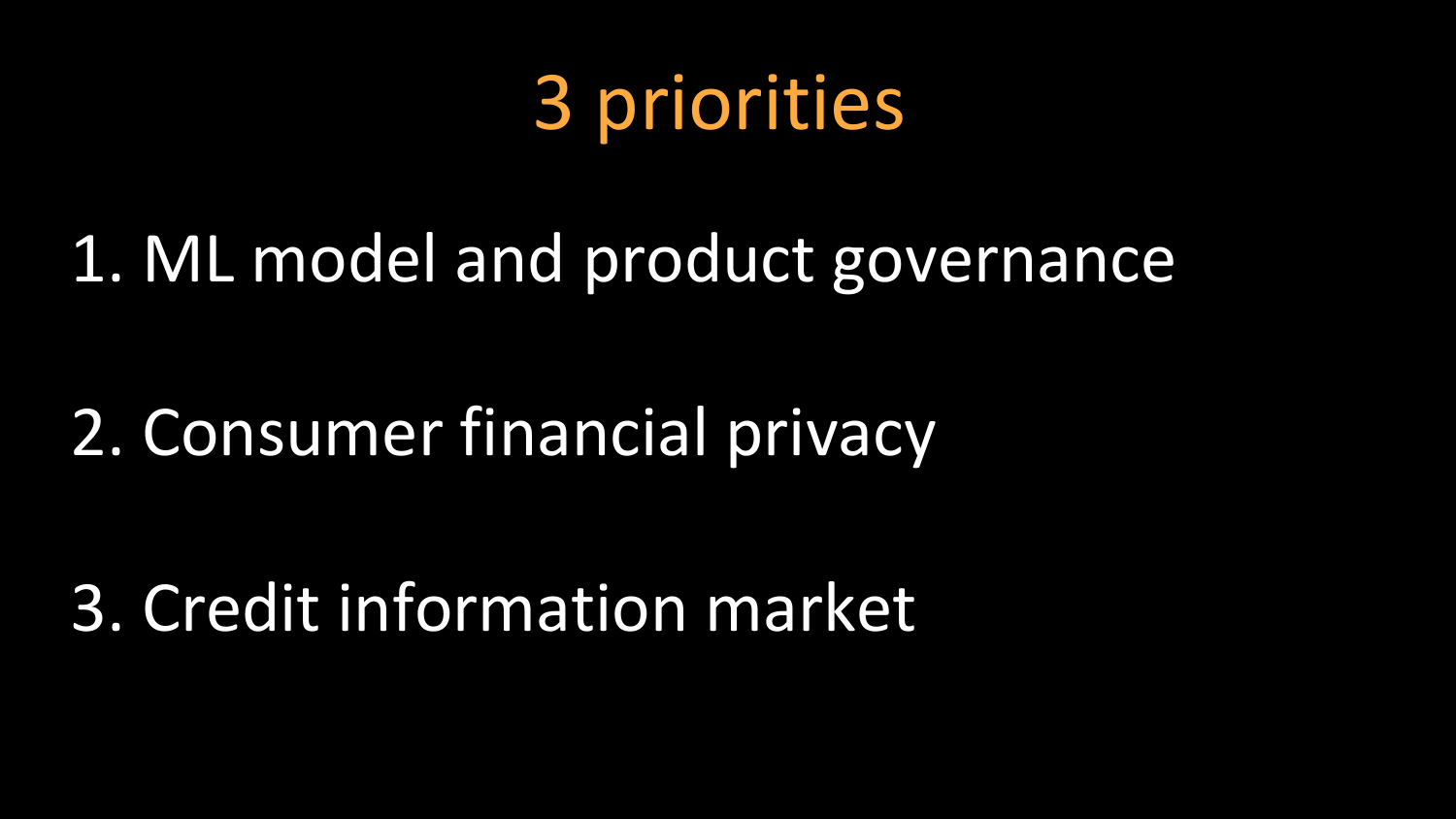# 3 priorities

1. ML model and product governance

2. Consumer financial privacy

3. Credit information market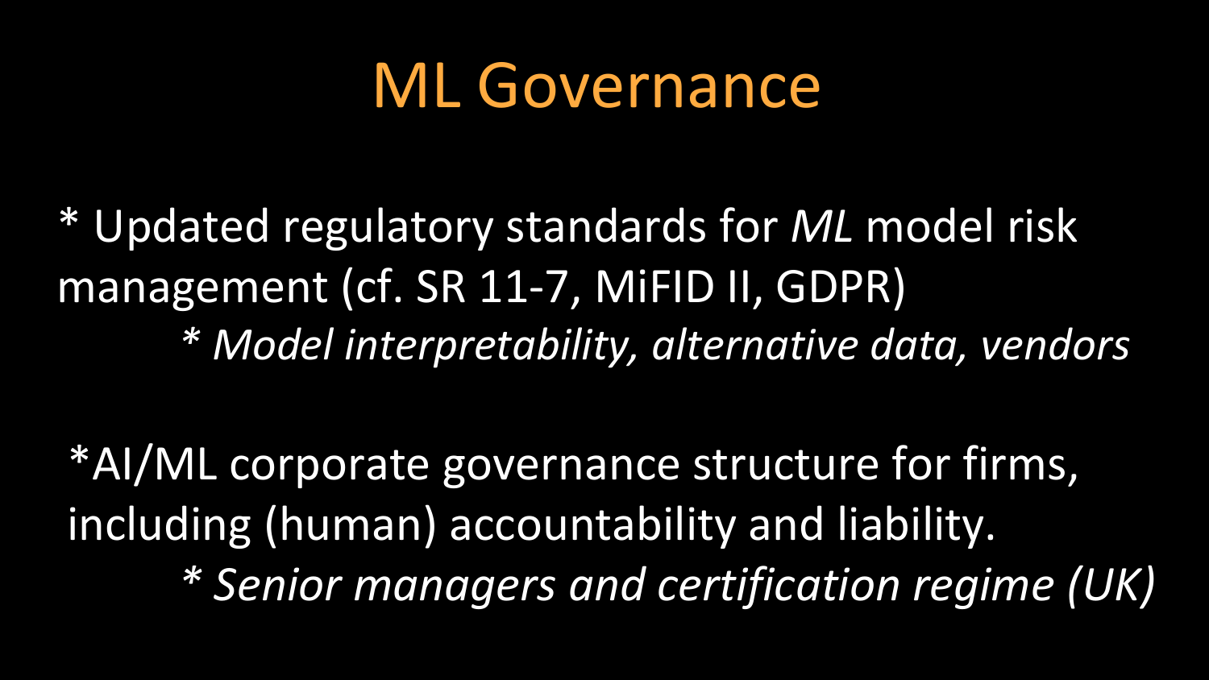# ML Governance

* Updated regulatory standards for *ML* model risk management (cf. SR 11-7, MiFID II, GDPR)
    * *Model interpretability, alternative data, vendors*

*AI/ML corporate governance structure for firms, including (human) accountability and liability.
    * *Senior managers and certification regime (UK)*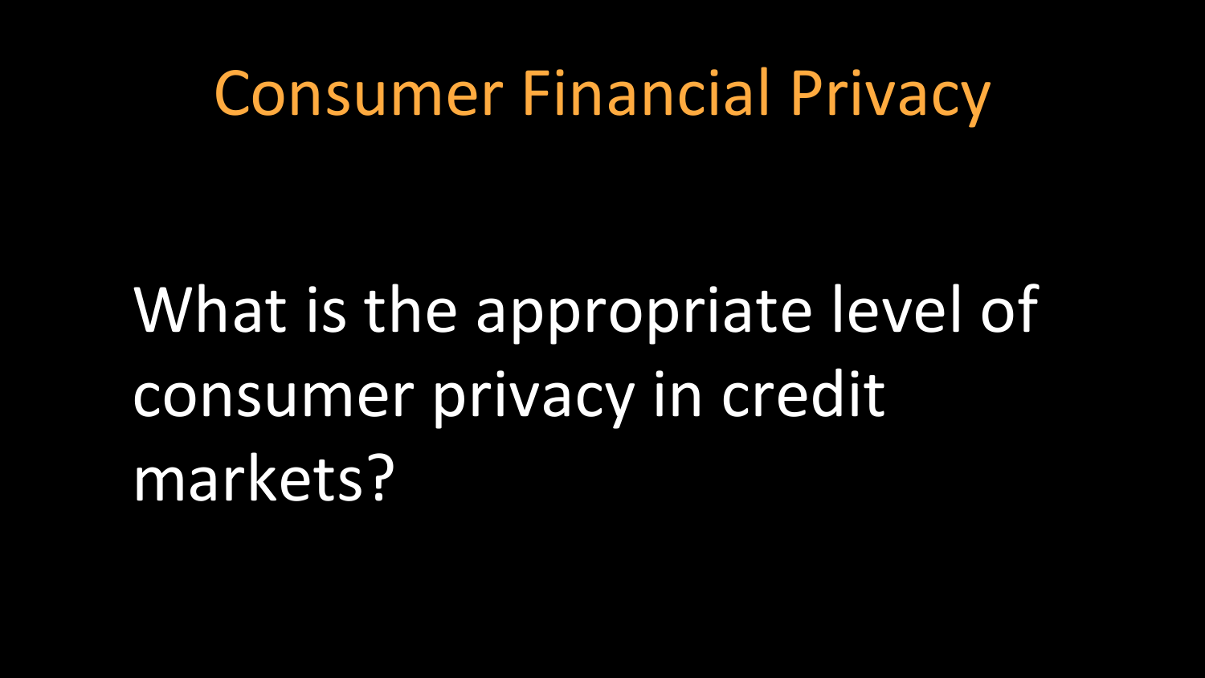# Consumer Financial Privacy

What is the appropriate level of consumer privacy in credit markets?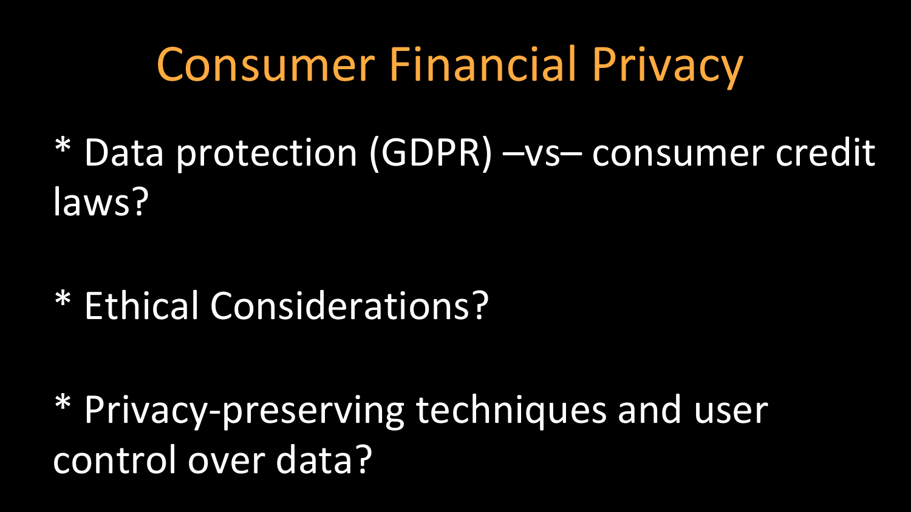# Consumer Financial Privacy

* Data protection (GDPR) –vs– consumer credit laws?

* Ethical Considerations?

* Privacy-preserving techniques and user control over data?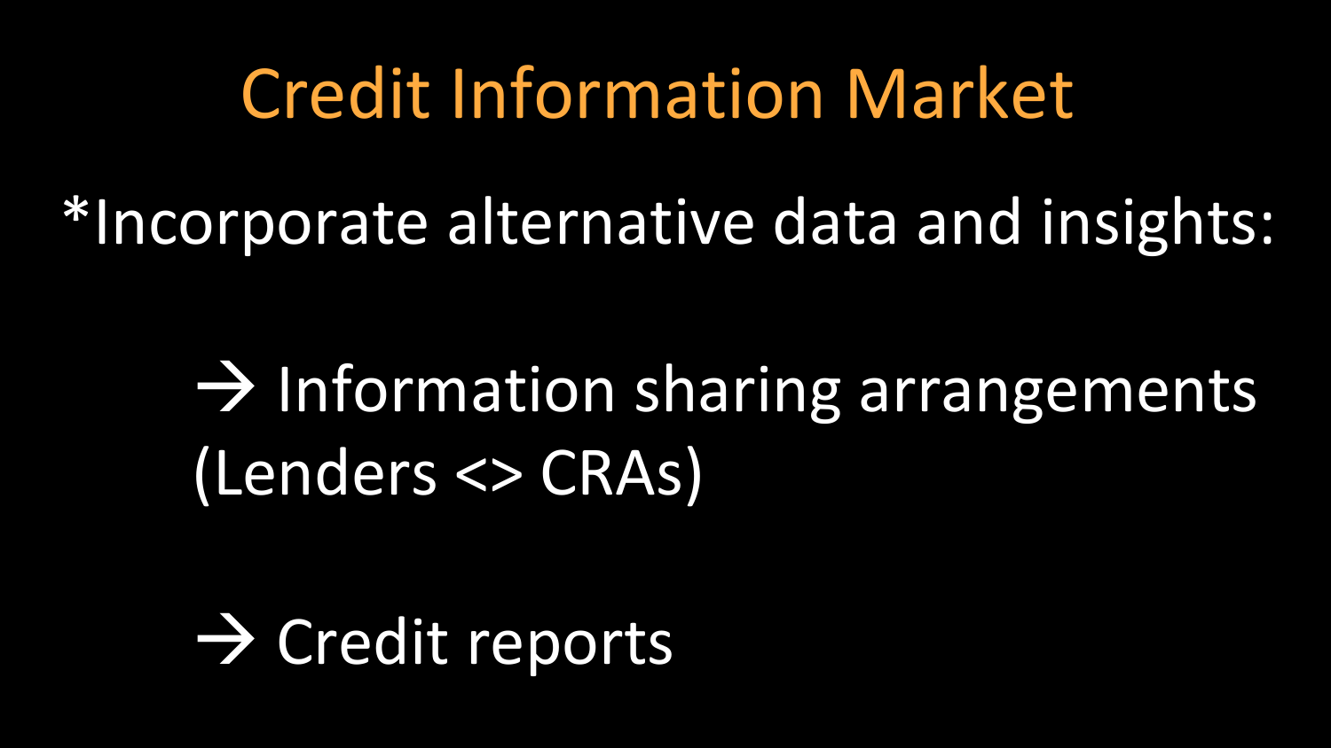# Credit Information Market

*Incorporate alternative data and insights:

→ Information sharing arrangements (Lenders <> CRAs)

→ Credit reports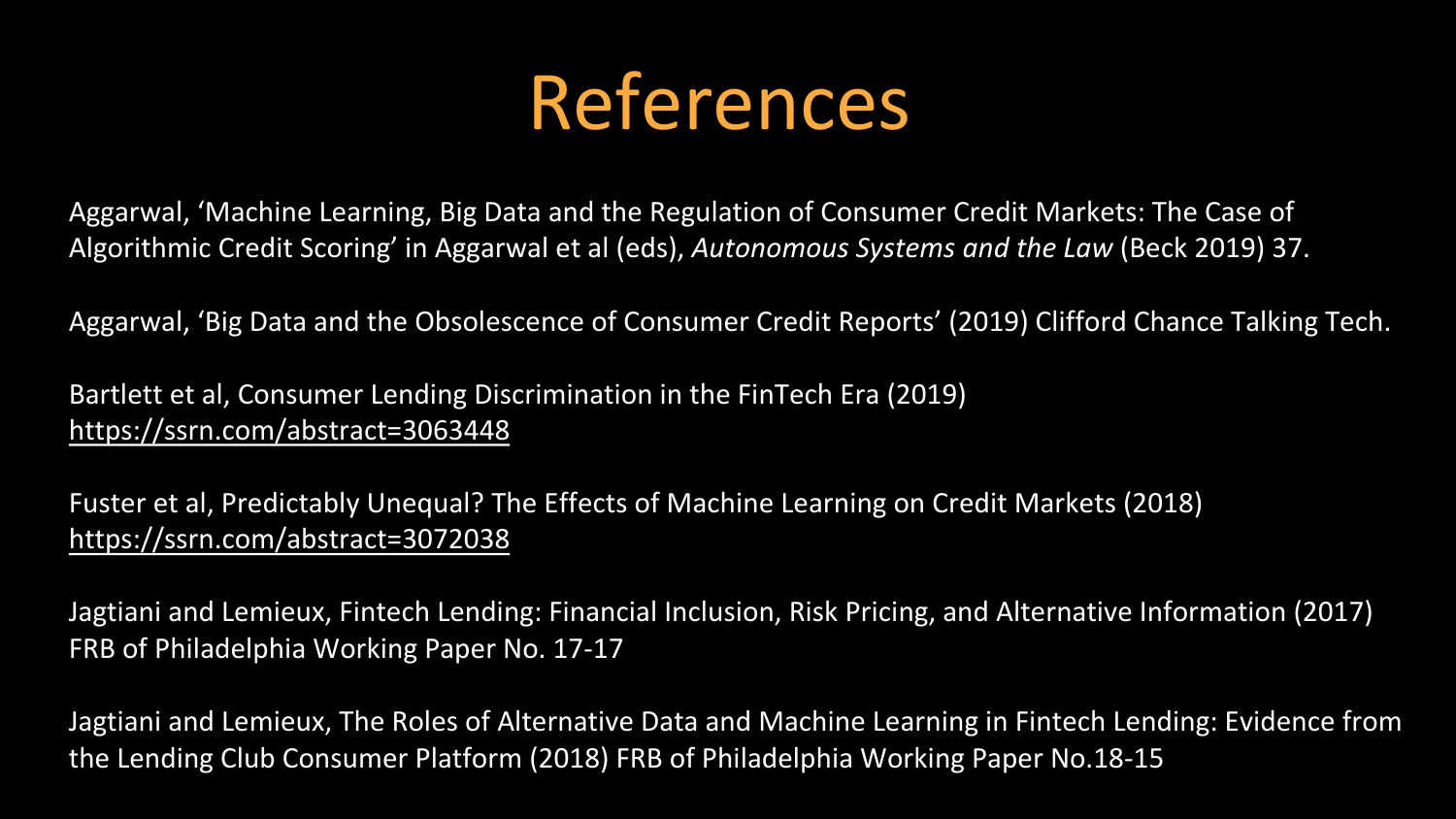# References

Aggarwal, 'Machine Learning, Big Data and the Regulation of Consumer Credit Markets: The Case of Algorithmic Credit Scoring' in Aggarwal et al (eds), *Autonomous Systems and the Law* (Beck 2019) 37.

Aggarwal, 'Big Data and the Obsolescence of Consumer Credit Reports' (2019) Clifford Chance Talking Tech.

Bartlett et al, Consumer Lending Discrimination in the FinTech Era (2019) https://ssrn.com/abstract=3063448

Fuster et al, Predictably Unequal? The Effects of Machine Learning on Credit Markets (2018) https://ssrn.com/abstract=3072038

Jagtiani and Lemieux, Fintech Lending: Financial Inclusion, Risk Pricing, and Alternative Information (2017) FRB of Philadelphia Working Paper No. 17-17

Jagtiani and Lemieux, The Roles of Alternative Data and Machine Learning in Fintech Lending: Evidence from the Lending Club Consumer Platform (2018) FRB of Philadelphia Working Paper No.18-15